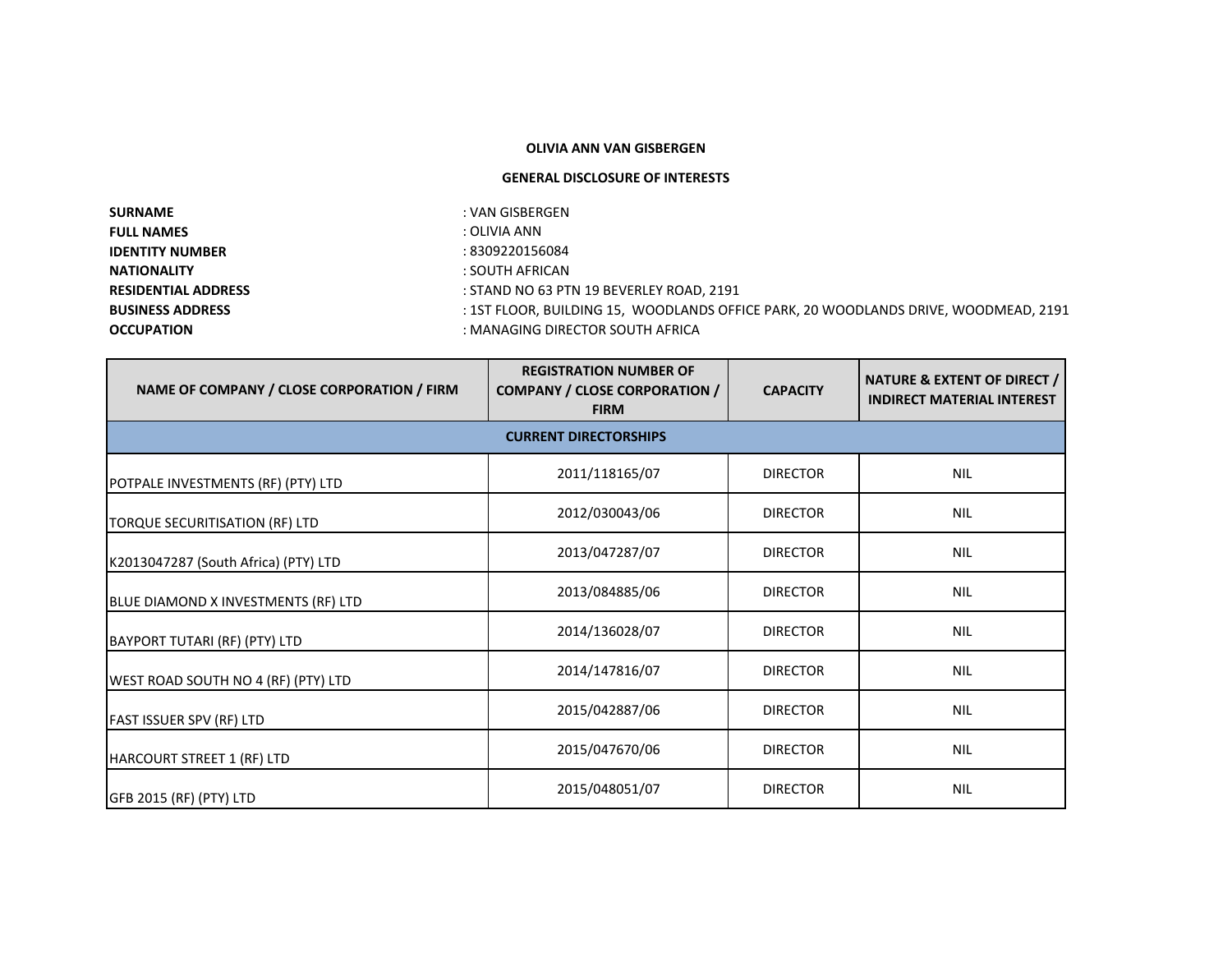**OLIVIA ANN VAN GISBERGEN**

**GENERAL DISCLOSURE OF INTERESTS**

**SURNAME** : VAN GISBERGEN
**FULL NAMES** : OLIVIA ANN
**IDENTITY NUMBER** : 8309220156084
**NATIONALITY** : SOUTH AFRICAN
**RESIDENTIAL ADDRESS** : STAND NO 63 PTN 19 BEVERLEY ROAD, 2191
**BUSINESS ADDRESS** : 1ST FLOOR, BUILDING 15, WOODLANDS OFFICE PARK, 20 WOODLANDS DRIVE, WOODMEAD, 2191
**OCCUPATION** : MANAGING DIRECTOR SOUTH AFRICA

| NAME OF COMPANY / CLOSE CORPORATION / FIRM | REGISTRATION NUMBER OF COMPANY / CLOSE CORPORATION / FIRM | CAPACITY | NATURE & EXTENT OF DIRECT / INDIRECT MATERIAL INTEREST |
|---|---|---|---|
| **CURRENT DIRECTORSHIPS** | | | |
| POTPALE INVESTMENTS (RF) (PTY) LTD | 2011/118165/07 | DIRECTOR | NIL |
| TORQUE SECURITISATION (RF) LTD | 2012/030043/06 | DIRECTOR | NIL |
| K2013047287 (South Africa) (PTY) LTD | 2013/047287/07 | DIRECTOR | NIL |
| BLUE DIAMOND X INVESTMENTS (RF) LTD | 2013/084885/06 | DIRECTOR | NIL |
| BAYPORT TUTARI (RF) (PTY) LTD | 2014/136028/07 | DIRECTOR | NIL |
| WEST ROAD SOUTH NO 4 (RF) (PTY) LTD | 2014/147816/07 | DIRECTOR | NIL |
| FAST ISSUER SPV (RF) LTD | 2015/042887/06 | DIRECTOR | NIL |
| HARCOURT STREET 1 (RF) LTD | 2015/047670/06 | DIRECTOR | NIL |
| GFB 2015 (RF) (PTY) LTD | 2015/048051/07 | DIRECTOR | NIL |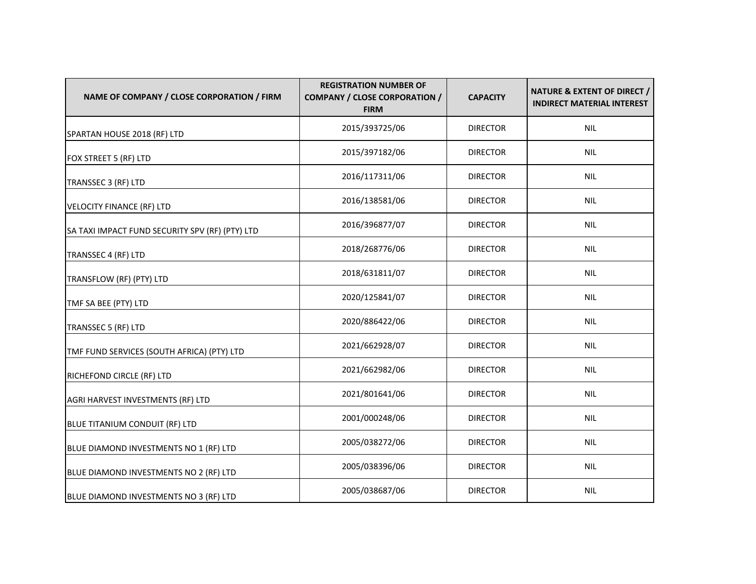| NAME OF COMPANY / CLOSE CORPORATION / FIRM | REGISTRATION NUMBER OF COMPANY / CLOSE CORPORATION / FIRM | CAPACITY | NATURE & EXTENT OF DIRECT / INDIRECT MATERIAL INTEREST |
|---|---|---|---|
| SPARTAN HOUSE 2018 (RF) LTD | 2015/393725/06 | DIRECTOR | NIL |
| FOX STREET 5 (RF) LTD | 2015/397182/06 | DIRECTOR | NIL |
| TRANSSEC 3 (RF) LTD | 2016/117311/06 | DIRECTOR | NIL |
| VELOCITY FINANCE (RF) LTD | 2016/138581/06 | DIRECTOR | NIL |
| SA TAXI IMPACT FUND SECURITY SPV (RF) (PTY) LTD | 2016/396877/07 | DIRECTOR | NIL |
| TRANSSEC 4 (RF) LTD | 2018/268776/06 | DIRECTOR | NIL |
| TRANSFLOW (RF) (PTY) LTD | 2018/631811/07 | DIRECTOR | NIL |
| TMF SA BEE (PTY) LTD | 2020/125841/07 | DIRECTOR | NIL |
| TRANSSEC 5 (RF) LTD | 2020/886422/06 | DIRECTOR | NIL |
| TMF FUND SERVICES (SOUTH AFRICA) (PTY) LTD | 2021/662928/07 | DIRECTOR | NIL |
| RICHEFOND CIRCLE (RF) LTD | 2021/662982/06 | DIRECTOR | NIL |
| AGRI HARVEST INVESTMENTS (RF) LTD | 2021/801641/06 | DIRECTOR | NIL |
| BLUE TITANIUM CONDUIT (RF) LTD | 2001/000248/06 | DIRECTOR | NIL |
| BLUE DIAMOND INVESTMENTS NO 1 (RF) LTD | 2005/038272/06 | DIRECTOR | NIL |
| BLUE DIAMOND INVESTMENTS NO 2 (RF) LTD | 2005/038396/06 | DIRECTOR | NIL |
| BLUE DIAMOND INVESTMENTS NO 3 (RF) LTD | 2005/038687/06 | DIRECTOR | NIL |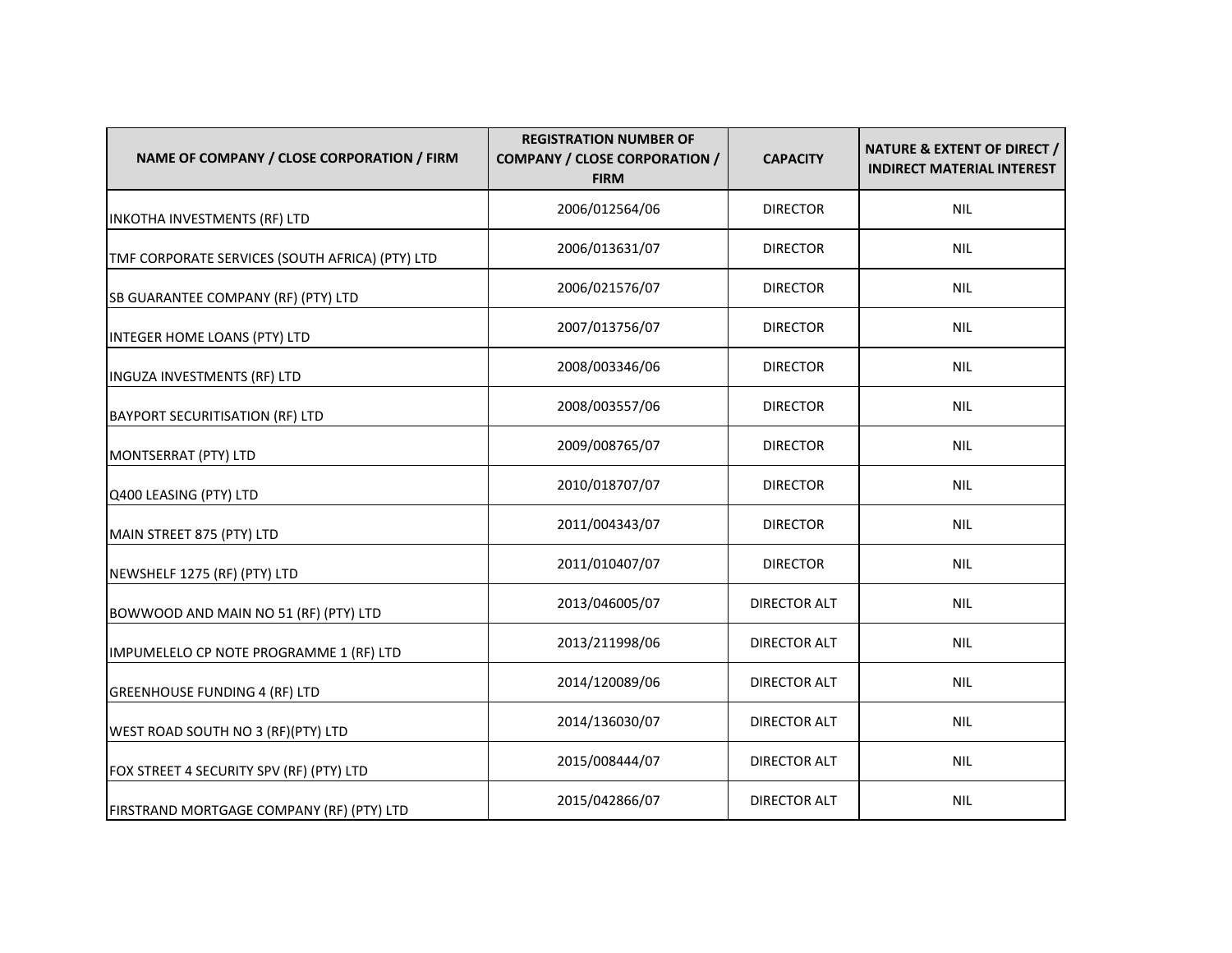| NAME OF COMPANY / CLOSE CORPORATION / FIRM | REGISTRATION NUMBER OF COMPANY / CLOSE CORPORATION / FIRM | CAPACITY | NATURE & EXTENT OF DIRECT / INDIRECT MATERIAL INTEREST |
|---|---|---|---|
| INKOTHA INVESTMENTS (RF) LTD | 2006/012564/06 | DIRECTOR | NIL |
| TMF CORPORATE SERVICES (SOUTH AFRICA) (PTY) LTD | 2006/013631/07 | DIRECTOR | NIL |
| SB GUARANTEE COMPANY (RF) (PTY) LTD | 2006/021576/07 | DIRECTOR | NIL |
| INTEGER HOME LOANS (PTY) LTD | 2007/013756/07 | DIRECTOR | NIL |
| INGUZA INVESTMENTS (RF) LTD | 2008/003346/06 | DIRECTOR | NIL |
| BAYPORT SECURITISATION (RF) LTD | 2008/003557/06 | DIRECTOR | NIL |
| MONTSERRAT (PTY) LTD | 2009/008765/07 | DIRECTOR | NIL |
| Q400 LEASING (PTY) LTD | 2010/018707/07 | DIRECTOR | NIL |
| MAIN STREET 875 (PTY) LTD | 2011/004343/07 | DIRECTOR | NIL |
| NEWSHELF 1275 (RF) (PTY) LTD | 2011/010407/07 | DIRECTOR | NIL |
| BOWWOOD AND MAIN NO 51 (RF) (PTY) LTD | 2013/046005/07 | DIRECTOR ALT | NIL |
| IMPUMELELO CP NOTE PROGRAMME 1 (RF) LTD | 2013/211998/06 | DIRECTOR ALT | NIL |
| GREENHOUSE FUNDING 4 (RF) LTD | 2014/120089/06 | DIRECTOR ALT | NIL |
| WEST ROAD SOUTH NO 3 (RF)(PTY) LTD | 2014/136030/07 | DIRECTOR ALT | NIL |
| FOX STREET 4 SECURITY SPV (RF) (PTY) LTD | 2015/008444/07 | DIRECTOR ALT | NIL |
| FIRSTRAND MORTGAGE COMPANY (RF) (PTY) LTD | 2015/042866/07 | DIRECTOR ALT | NIL |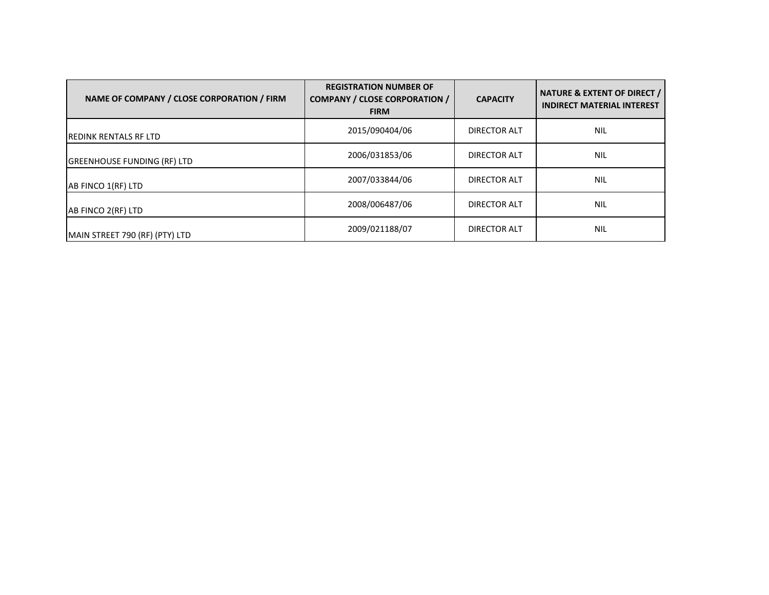| NAME OF COMPANY / CLOSE CORPORATION / FIRM | REGISTRATION NUMBER OF COMPANY / CLOSE CORPORATION / FIRM | CAPACITY | NATURE & EXTENT OF DIRECT / INDIRECT MATERIAL INTEREST |
|---|---|---|---|
| REDINK RENTALS RF LTD | 2015/090404/06 | DIRECTOR ALT | NIL |
| GREENHOUSE FUNDING (RF) LTD | 2006/031853/06 | DIRECTOR ALT | NIL |
| AB FINCO 1(RF) LTD | 2007/033844/06 | DIRECTOR ALT | NIL |
| AB FINCO 2(RF) LTD | 2008/006487/06 | DIRECTOR ALT | NIL |
| MAIN STREET 790 (RF) (PTY) LTD | 2009/021188/07 | DIRECTOR ALT | NIL |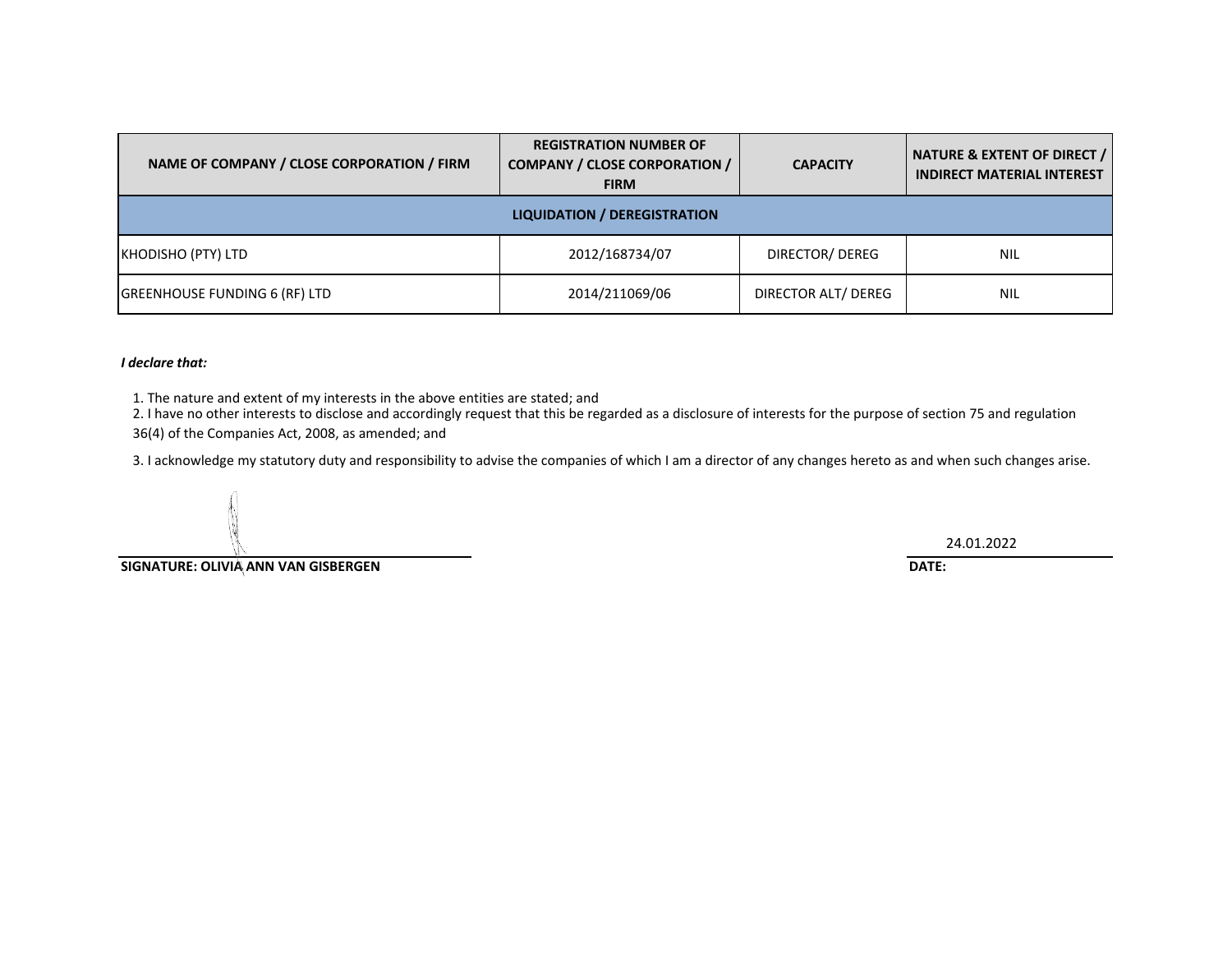| NAME OF COMPANY / CLOSE CORPORATION / FIRM | REGISTRATION NUMBER OF COMPANY / CLOSE CORPORATION / FIRM | CAPACITY | NATURE & EXTENT OF DIRECT / INDIRECT MATERIAL INTEREST |
|---|---|---|---|
| **LIQUIDATION / DEREGISTRATION** | | | |
| KHODISHO (PTY) LTD | 2012/168734/07 | DIRECTOR/ DEREG | NIL |
| GREENHOUSE FUNDING 6 (RF) LTD | 2014/211069/06 | DIRECTOR ALT/ DEREG | NIL |

***I declare that:***

1. The nature and extent of my interests in the above entities are stated; and
2. I have no other interests to disclose and accordingly request that this be regarded as a disclosure of interests for the purpose of section 75 and regulation 36(4) of the Companies Act, 2008, as amended; and
3. I acknowledge my statutory duty and responsibility to advise the companies of which I am a director of any changes hereto as and when such changes arise.

**SIGNATURE: OLIVIA ANN VAN GISBERGEN**

**DATE:** 24.01.2022